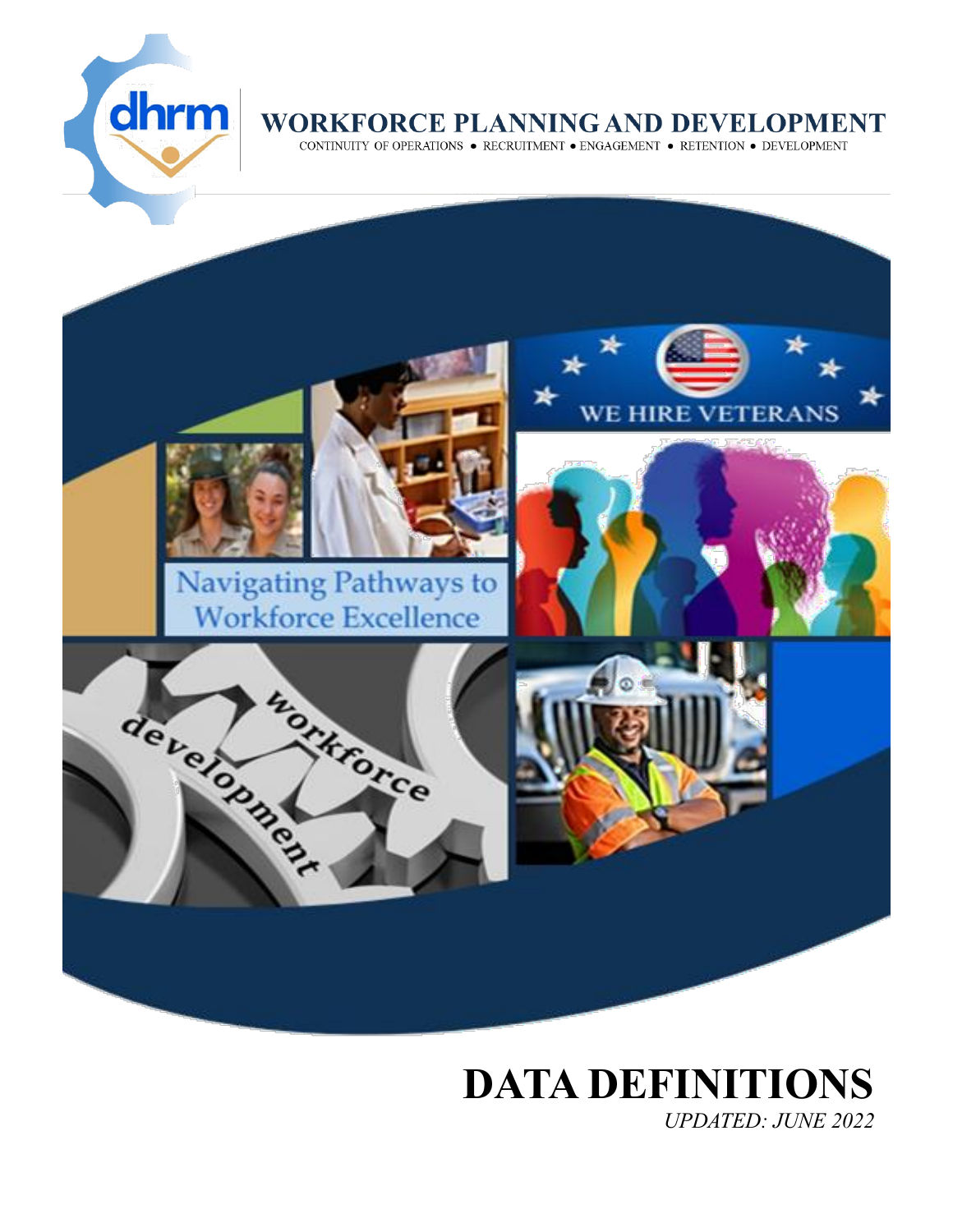dhrm

# WORKFORCE PLANNING AND DEVELOPMENT

CONTINUITY OF OPERATIONS • RECRUITMENT • ENGAGEMENT • RETENTION • DEVELOPMENT

# DATA DEFINITIONS

*UPDATED: JUNE 2022*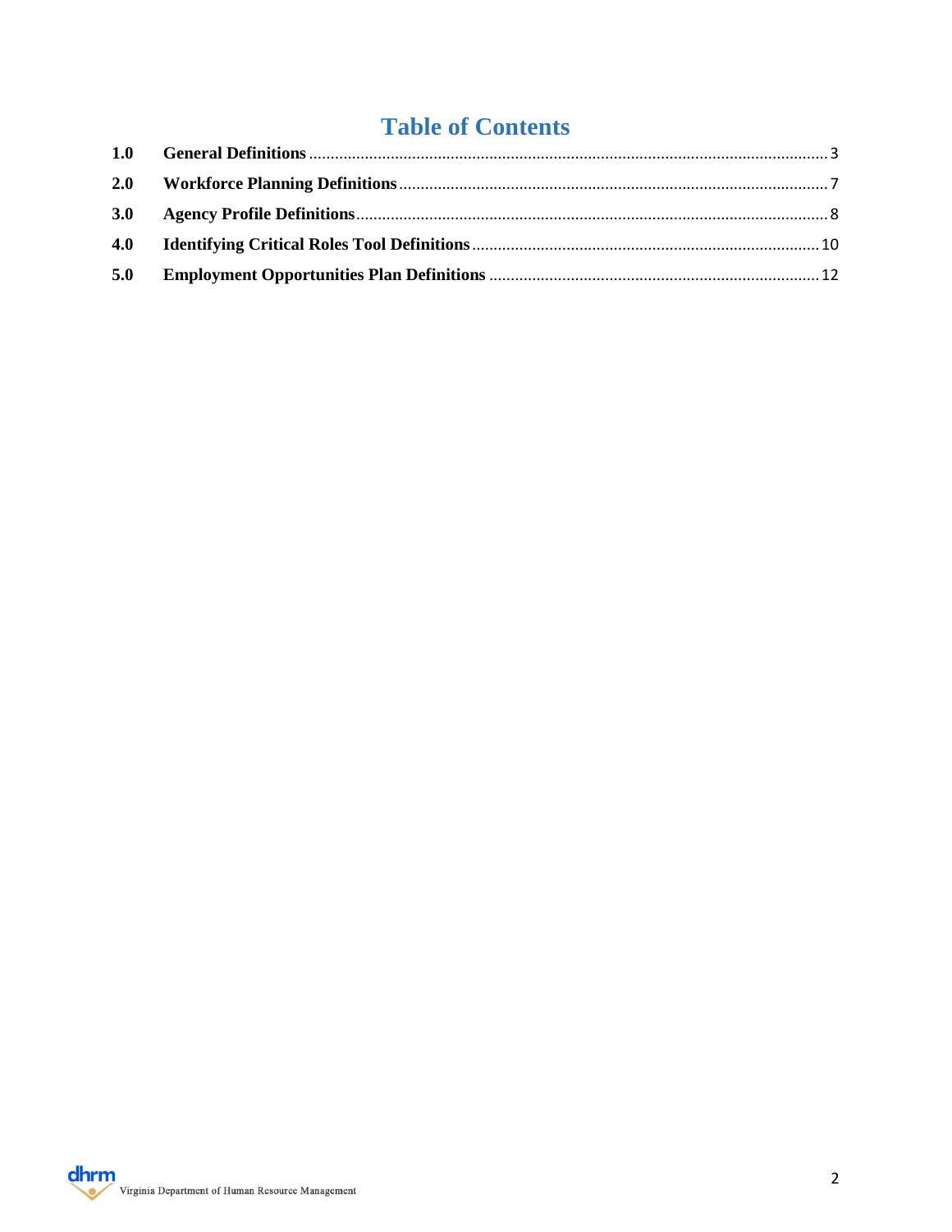# Table of Contents

| | | |
|---|---|---|
| 1.0 | **General Definitions** | 3 |
| 2.0 | **Workforce Planning Definitions** | 7 |
| 3.0 | **Agency Profile Definitions** | 8 |
| 4.0 | **Identifying Critical Roles Tool Definitions** | 10 |
| 5.0 | **Employment Opportunities Plan Definitions** | 12 |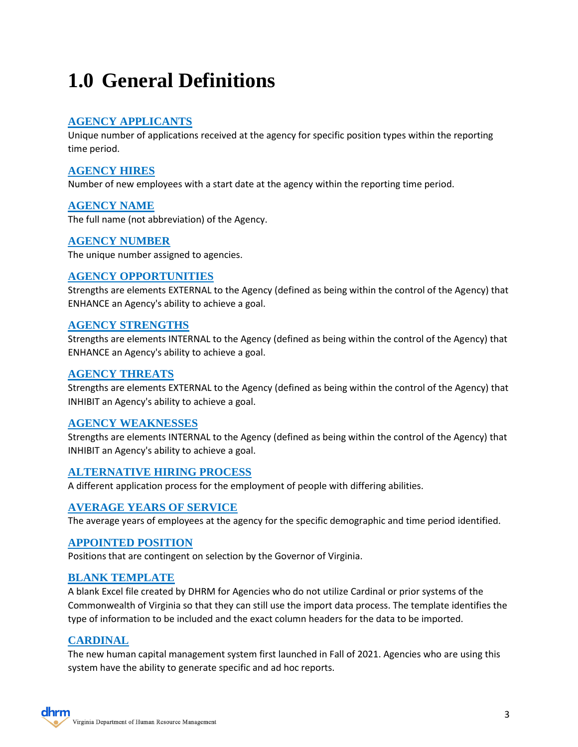# 1.0 General Definitions

### AGENCY APPLICANTS

Unique number of applications received at the agency for specific position types within the reporting time period.

### AGENCY HIRES

Number of new employees with a start date at the agency within the reporting time period.

### AGENCY NAME

The full name (not abbreviation) of the Agency.

### AGENCY NUMBER

The unique number assigned to agencies.

### AGENCY OPPORTUNITIES

Strengths are elements EXTERNAL to the Agency (defined as being within the control of the Agency) that ENHANCE an Agency's ability to achieve a goal.

### AGENCY STRENGTHS

Strengths are elements INTERNAL to the Agency (defined as being within the control of the Agency) that ENHANCE an Agency's ability to achieve a goal.

### AGENCY THREATS

Strengths are elements EXTERNAL to the Agency (defined as being within the control of the Agency) that INHIBIT an Agency's ability to achieve a goal.

### AGENCY WEAKNESSES

Strengths are elements INTERNAL to the Agency (defined as being within the control of the Agency) that INHIBIT an Agency's ability to achieve a goal.

### ALTERNATIVE HIRING PROCESS

A different application process for the employment of people with differing abilities.

### AVERAGE YEARS OF SERVICE

The average years of employees at the agency for the specific demographic and time period identified.

### APPOINTED POSITION

Positions that are contingent on selection by the Governor of Virginia.

### BLANK TEMPLATE

A blank Excel file created by DHRM for Agencies who do not utilize Cardinal or prior systems of the Commonwealth of Virginia so that they can still use the import data process. The template identifies the type of information to be included and the exact column headers for the data to be imported.

### CARDINAL

The new human capital management system first launched in Fall of 2021. Agencies who are using this system have the ability to generate specific and ad hoc reports.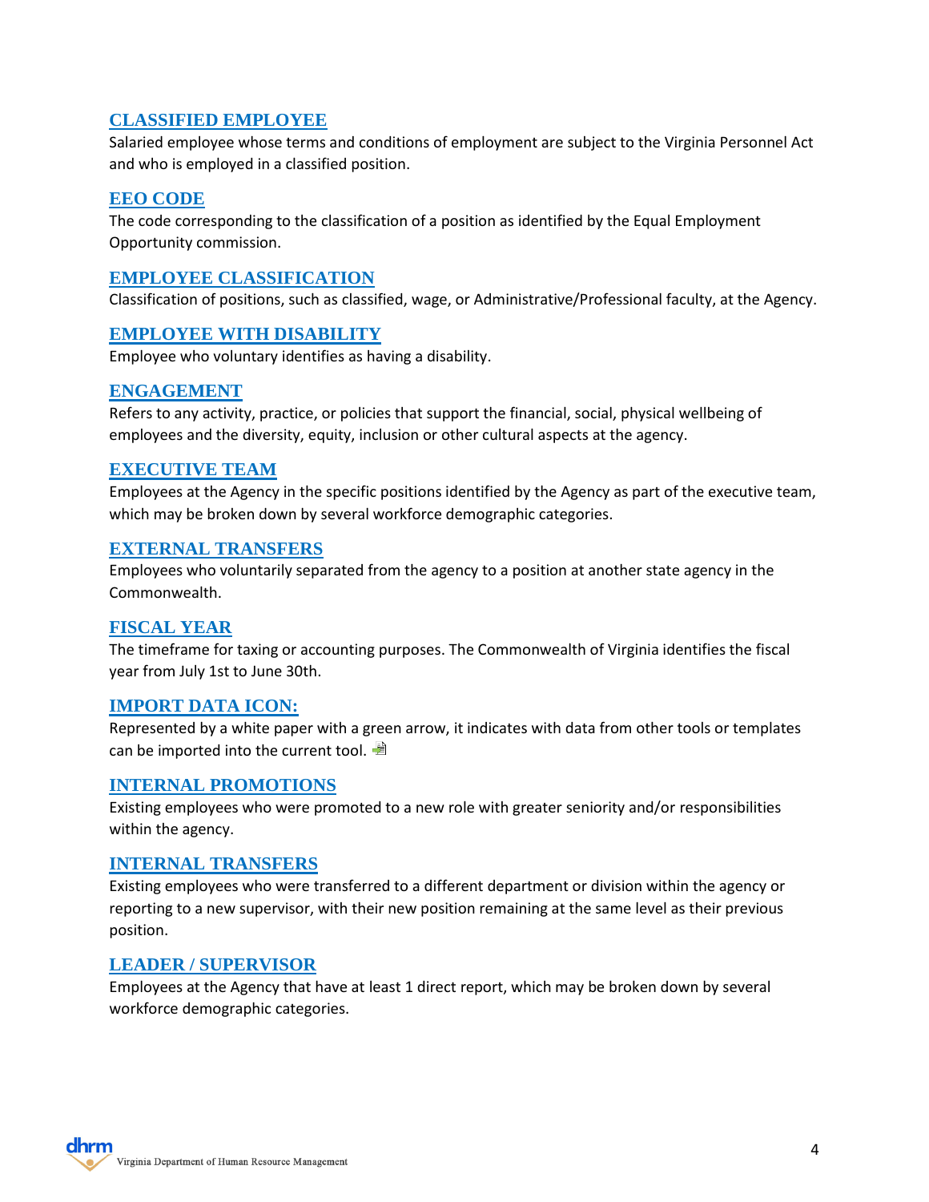## CLASSIFIED EMPLOYEE

Salaried employee whose terms and conditions of employment are subject to the Virginia Personnel Act and who is employed in a classified position.

## EEO CODE

The code corresponding to the classification of a position as identified by the Equal Employment Opportunity commission.

## EMPLOYEE CLASSIFICATION

Classification of positions, such as classified, wage, or Administrative/Professional faculty, at the Agency.

## EMPLOYEE WITH DISABILITY

Employee who voluntary identifies as having a disability.

## ENGAGEMENT

Refers to any activity, practice, or policies that support the financial, social, physical wellbeing of employees and the diversity, equity, inclusion or other cultural aspects at the agency.

## EXECUTIVE TEAM

Employees at the Agency in the specific positions identified by the Agency as part of the executive team, which may be broken down by several workforce demographic categories.

## EXTERNAL TRANSFERS

Employees who voluntarily separated from the agency to a position at another state agency in the Commonwealth.

## FISCAL YEAR

The timeframe for taxing or accounting purposes. The Commonwealth of Virginia identifies the fiscal year from July 1st to June 30th.

## IMPORT DATA ICON:

Represented by a white paper with a green arrow, it indicates with data from other tools or templates can be imported into the current tool.

## INTERNAL PROMOTIONS

Existing employees who were promoted to a new role with greater seniority and/or responsibilities within the agency.

## INTERNAL TRANSFERS

Existing employees who were transferred to a different department or division within the agency or reporting to a new supervisor, with their new position remaining at the same level as their previous position.

## LEADER / SUPERVISOR

Employees at the Agency that have at least 1 direct report, which may be broken down by several workforce demographic categories.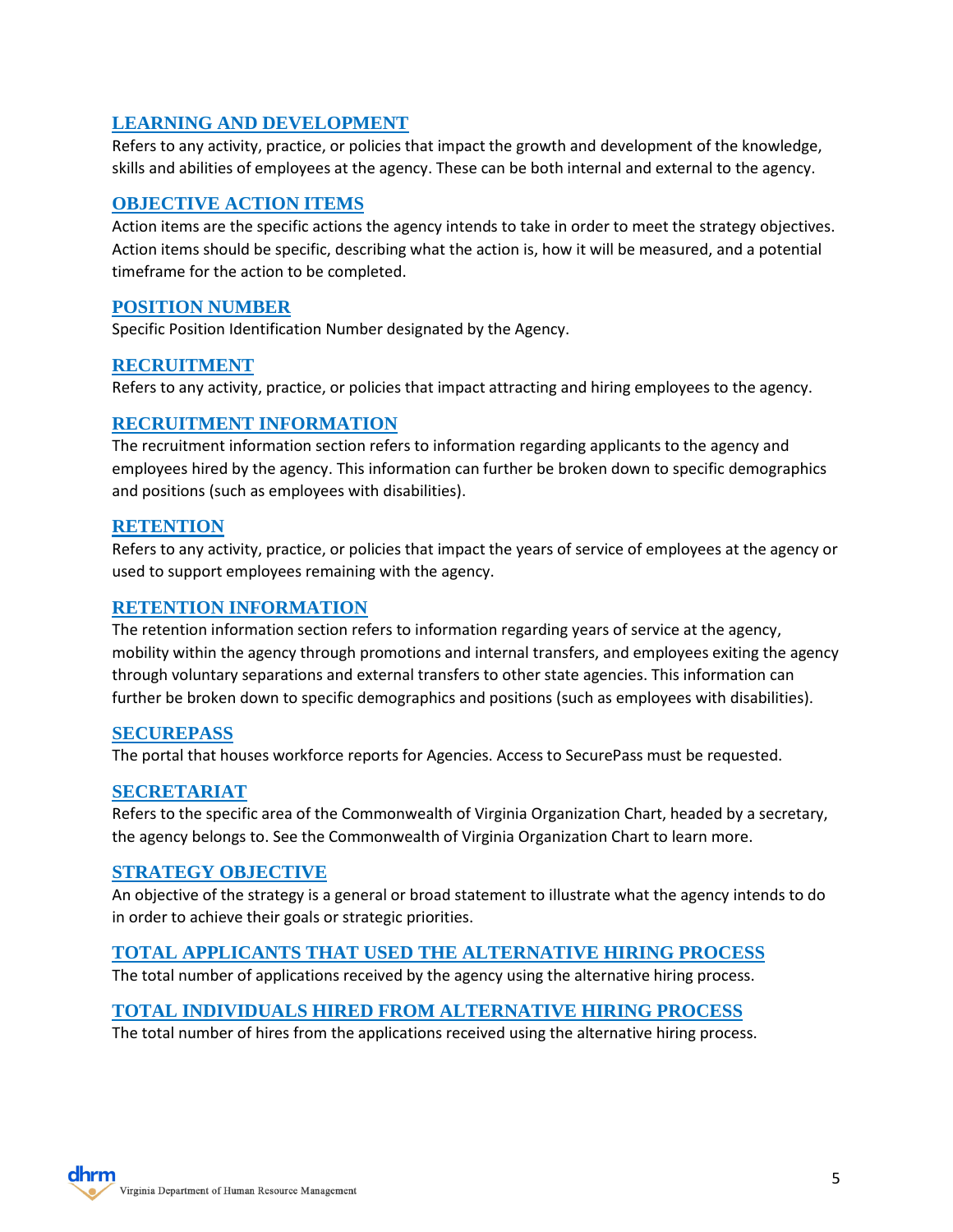## LEARNING AND DEVELOPMENT

Refers to any activity, practice, or policies that impact the growth and development of the knowledge, skills and abilities of employees at the agency. These can be both internal and external to the agency.

## OBJECTIVE ACTION ITEMS

Action items are the specific actions the agency intends to take in order to meet the strategy objectives. Action items should be specific, describing what the action is, how it will be measured, and a potential timeframe for the action to be completed.

## POSITION NUMBER

Specific Position Identification Number designated by the Agency.

## RECRUITMENT

Refers to any activity, practice, or policies that impact attracting and hiring employees to the agency.

## RECRUITMENT INFORMATION

The recruitment information section refers to information regarding applicants to the agency and employees hired by the agency. This information can further be broken down to specific demographics and positions (such as employees with disabilities).

## RETENTION

Refers to any activity, practice, or policies that impact the years of service of employees at the agency or used to support employees remaining with the agency.

## RETENTION INFORMATION

The retention information section refers to information regarding years of service at the agency, mobility within the agency through promotions and internal transfers, and employees exiting the agency through voluntary separations and external transfers to other state agencies. This information can further be broken down to specific demographics and positions (such as employees with disabilities).

## SECUREPASS

The portal that houses workforce reports for Agencies. Access to SecurePass must be requested.

## SECRETARIAT

Refers to the specific area of the Commonwealth of Virginia Organization Chart, headed by a secretary, the agency belongs to. See the Commonwealth of Virginia Organization Chart to learn more.

## STRATEGY OBJECTIVE

An objective of the strategy is a general or broad statement to illustrate what the agency intends to do in order to achieve their goals or strategic priorities.

## TOTAL APPLICANTS THAT USED THE ALTERNATIVE HIRING PROCESS

The total number of applications received by the agency using the alternative hiring process.

## TOTAL INDIVIDUALS HIRED FROM ALTERNATIVE HIRING PROCESS

The total number of hires from the applications received using the alternative hiring process.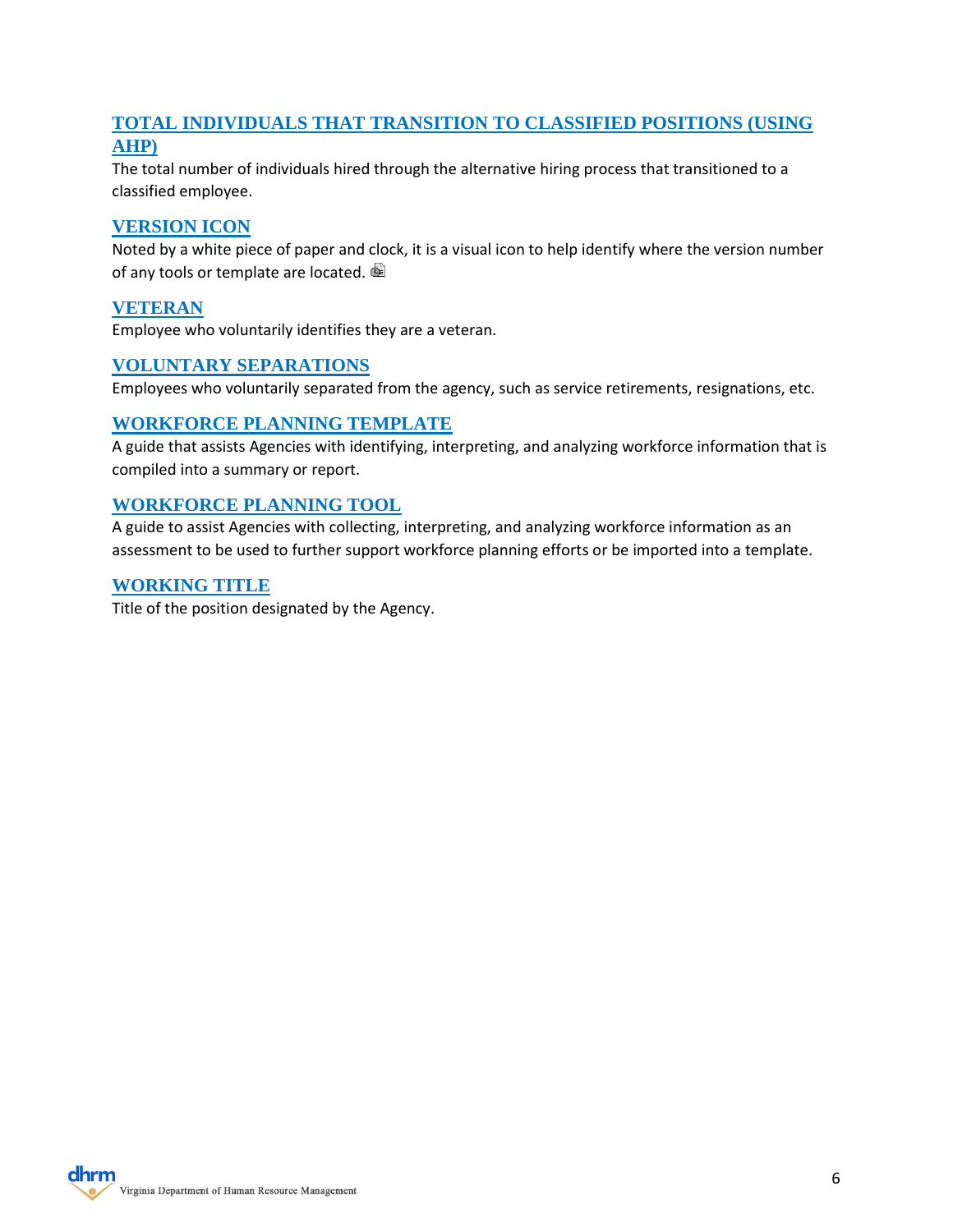### TOTAL INDIVIDUALS THAT TRANSITION TO CLASSIFIED POSITIONS (USING AHP)

The total number of individuals hired through the alternative hiring process that transitioned to a classified employee.

### VERSION ICON

Noted by a white piece of paper and clock, it is a visual icon to help identify where the version number of any tools or template are located.

### VETERAN

Employee who voluntarily identifies they are a veteran.

### VOLUNTARY SEPARATIONS

Employees who voluntarily separated from the agency, such as service retirements, resignations, etc.

### WORKFORCE PLANNING TEMPLATE

A guide that assists Agencies with identifying, interpreting, and analyzing workforce information that is compiled into a summary or report.

### WORKFORCE PLANNING TOOL

A guide to assist Agencies with collecting, interpreting, and analyzing workforce information as an assessment to be used to further support workforce planning efforts or be imported into a template.

### WORKING TITLE

Title of the position designated by the Agency.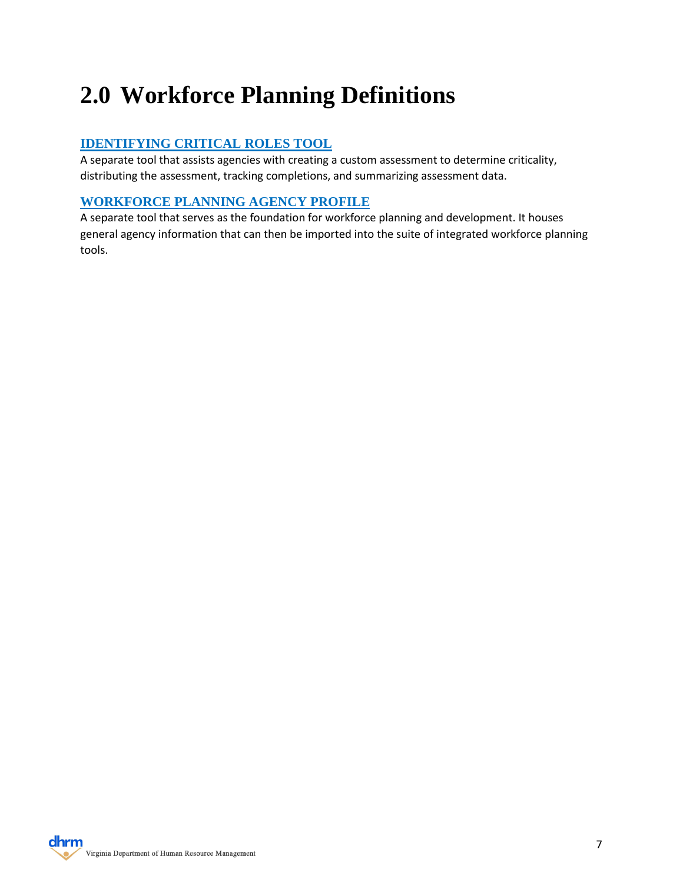# 2.0 Workforce Planning Definitions

### IDENTIFYING CRITICAL ROLES TOOL

A separate tool that assists agencies with creating a custom assessment to determine criticality, distributing the assessment, tracking completions, and summarizing assessment data.

### WORKFORCE PLANNING AGENCY PROFILE

A separate tool that serves as the foundation for workforce planning and development. It houses general agency information that can then be imported into the suite of integrated workforce planning tools.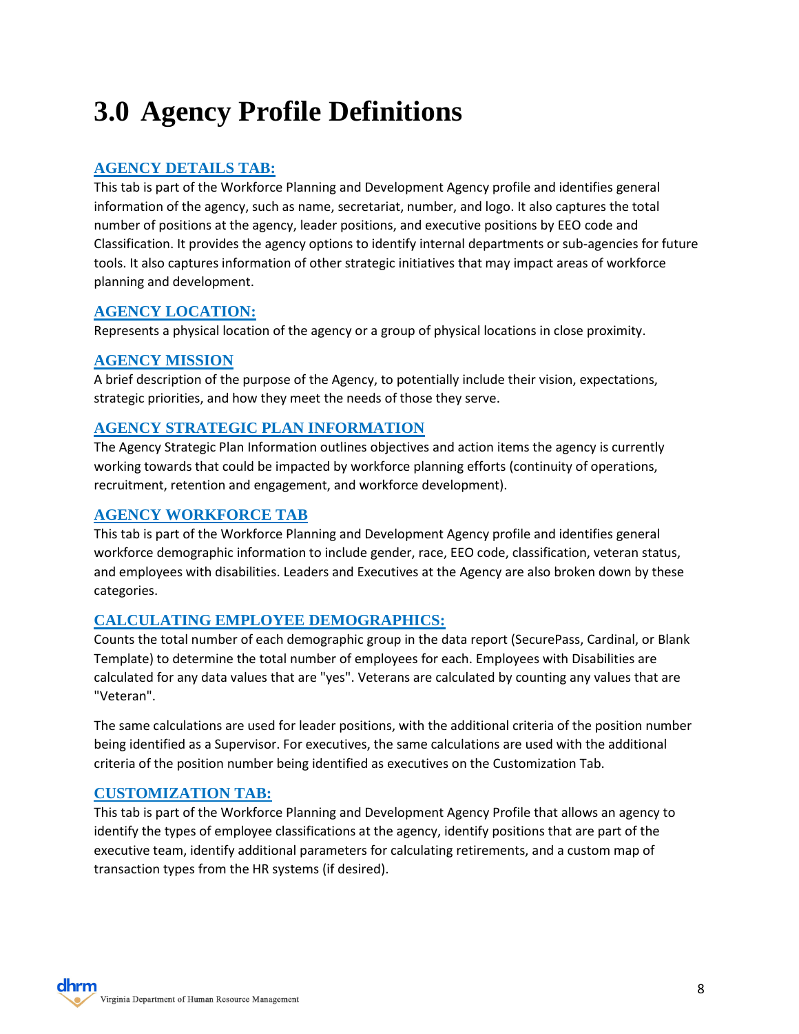# 3.0 Agency Profile Definitions

### AGENCY DETAILS TAB:

This tab is part of the Workforce Planning and Development Agency profile and identifies general information of the agency, such as name, secretariat, number, and logo. It also captures the total number of positions at the agency, leader positions, and executive positions by EEO code and Classification. It provides the agency options to identify internal departments or sub-agencies for future tools. It also captures information of other strategic initiatives that may impact areas of workforce planning and development.

### AGENCY LOCATION:

Represents a physical location of the agency or a group of physical locations in close proximity.

### AGENCY MISSION

A brief description of the purpose of the Agency, to potentially include their vision, expectations, strategic priorities, and how they meet the needs of those they serve.

### AGENCY STRATEGIC PLAN INFORMATION

The Agency Strategic Plan Information outlines objectives and action items the agency is currently working towards that could be impacted by workforce planning efforts (continuity of operations, recruitment, retention and engagement, and workforce development).

### AGENCY WORKFORCE TAB

This tab is part of the Workforce Planning and Development Agency profile and identifies general workforce demographic information to include gender, race, EEO code, classification, veteran status, and employees with disabilities. Leaders and Executives at the Agency are also broken down by these categories.

### CALCULATING EMPLOYEE DEMOGRAPHICS:

Counts the total number of each demographic group in the data report (SecurePass, Cardinal, or Blank Template) to determine the total number of employees for each. Employees with Disabilities are calculated for any data values that are "yes". Veterans are calculated by counting any values that are "Veteran".

The same calculations are used for leader positions, with the additional criteria of the position number being identified as a Supervisor. For executives, the same calculations are used with the additional criteria of the position number being identified as executives on the Customization Tab.

### CUSTOMIZATION TAB:

This tab is part of the Workforce Planning and Development Agency Profile that allows an agency to identify the types of employee classifications at the agency, identify positions that are part of the executive team, identify additional parameters for calculating retirements, and a custom map of transaction types from the HR systems (if desired).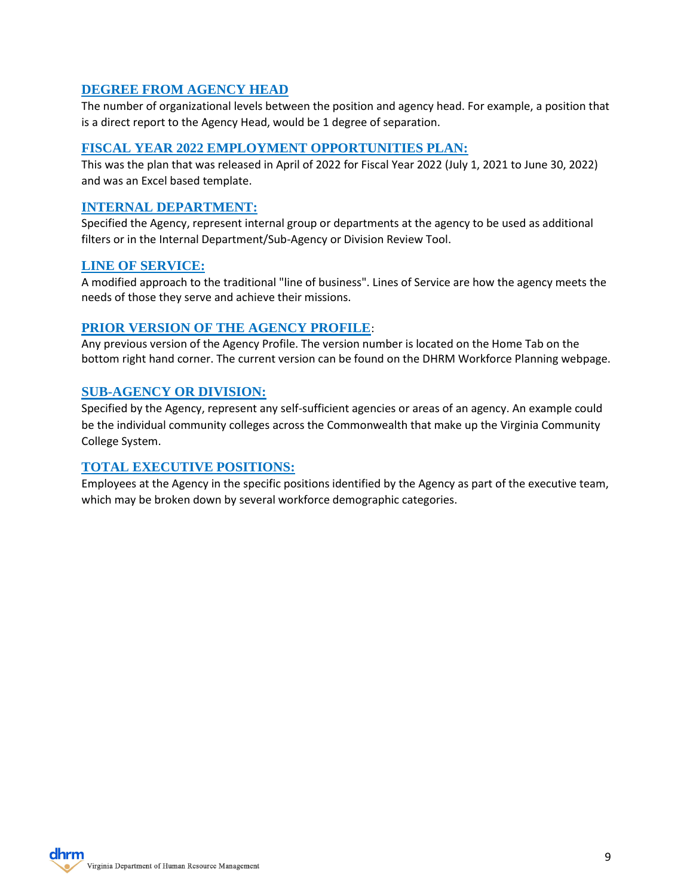### DEGREE FROM AGENCY HEAD

The number of organizational levels between the position and agency head. For example, a position that is a direct report to the Agency Head, would be 1 degree of separation.

### FISCAL YEAR 2022 EMPLOYMENT OPPORTUNITIES PLAN:

This was the plan that was released in April of 2022 for Fiscal Year 2022 (July 1, 2021 to June 30, 2022) and was an Excel based template.

### INTERNAL DEPARTMENT:

Specified the Agency, represent internal group or departments at the agency to be used as additional filters or in the Internal Department/Sub-Agency or Division Review Tool.

### LINE OF SERVICE:

A modified approach to the traditional "line of business". Lines of Service are how the agency meets the needs of those they serve and achieve their missions.

### PRIOR VERSION OF THE AGENCY PROFILE:

Any previous version of the Agency Profile. The version number is located on the Home Tab on the bottom right hand corner. The current version can be found on the DHRM Workforce Planning webpage.

### SUB-AGENCY OR DIVISION:

Specified by the Agency, represent any self-sufficient agencies or areas of an agency. An example could be the individual community colleges across the Commonwealth that make up the Virginia Community College System.

### TOTAL EXECUTIVE POSITIONS:

Employees at the Agency in the specific positions identified by the Agency as part of the executive team, which may be broken down by several workforce demographic categories.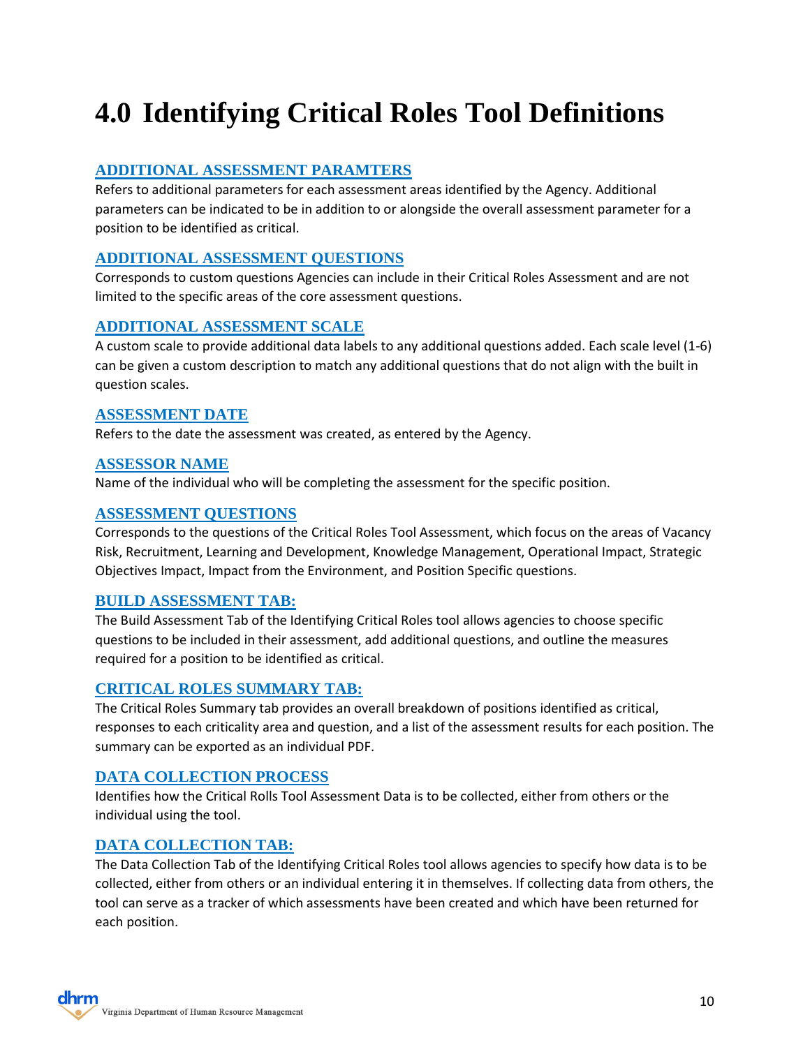# 4.0 Identifying Critical Roles Tool Definitions

### ADDITIONAL ASSESSMENT PARAMTERS

Refers to additional parameters for each assessment areas identified by the Agency. Additional parameters can be indicated to be in addition to or alongside the overall assessment parameter for a position to be identified as critical.

### ADDITIONAL ASSESSMENT QUESTIONS

Corresponds to custom questions Agencies can include in their Critical Roles Assessment and are not limited to the specific areas of the core assessment questions.

### ADDITIONAL ASSESSMENT SCALE

A custom scale to provide additional data labels to any additional questions added. Each scale level (1-6) can be given a custom description to match any additional questions that do not align with the built in question scales.

### ASSESSMENT DATE

Refers to the date the assessment was created, as entered by the Agency.

### ASSESSOR NAME

Name of the individual who will be completing the assessment for the specific position.

### ASSESSMENT QUESTIONS

Corresponds to the questions of the Critical Roles Tool Assessment, which focus on the areas of Vacancy Risk, Recruitment, Learning and Development, Knowledge Management, Operational Impact, Strategic Objectives Impact, Impact from the Environment, and Position Specific questions.

### BUILD ASSESSMENT TAB:

The Build Assessment Tab of the Identifying Critical Roles tool allows agencies to choose specific questions to be included in their assessment, add additional questions, and outline the measures required for a position to be identified as critical.

### CRITICAL ROLES SUMMARY TAB:

The Critical Roles Summary tab provides an overall breakdown of positions identified as critical, responses to each criticality area and question, and a list of the assessment results for each position. The summary can be exported as an individual PDF.

### DATA COLLECTION PROCESS

Identifies how the Critical Rolls Tool Assessment Data is to be collected, either from others or the individual using the tool.

### DATA COLLECTION TAB:

The Data Collection Tab of the Identifying Critical Roles tool allows agencies to specify how data is to be collected, either from others or an individual entering it in themselves. If collecting data from others, the tool can serve as a tracker of which assessments have been created and which have been returned for each position.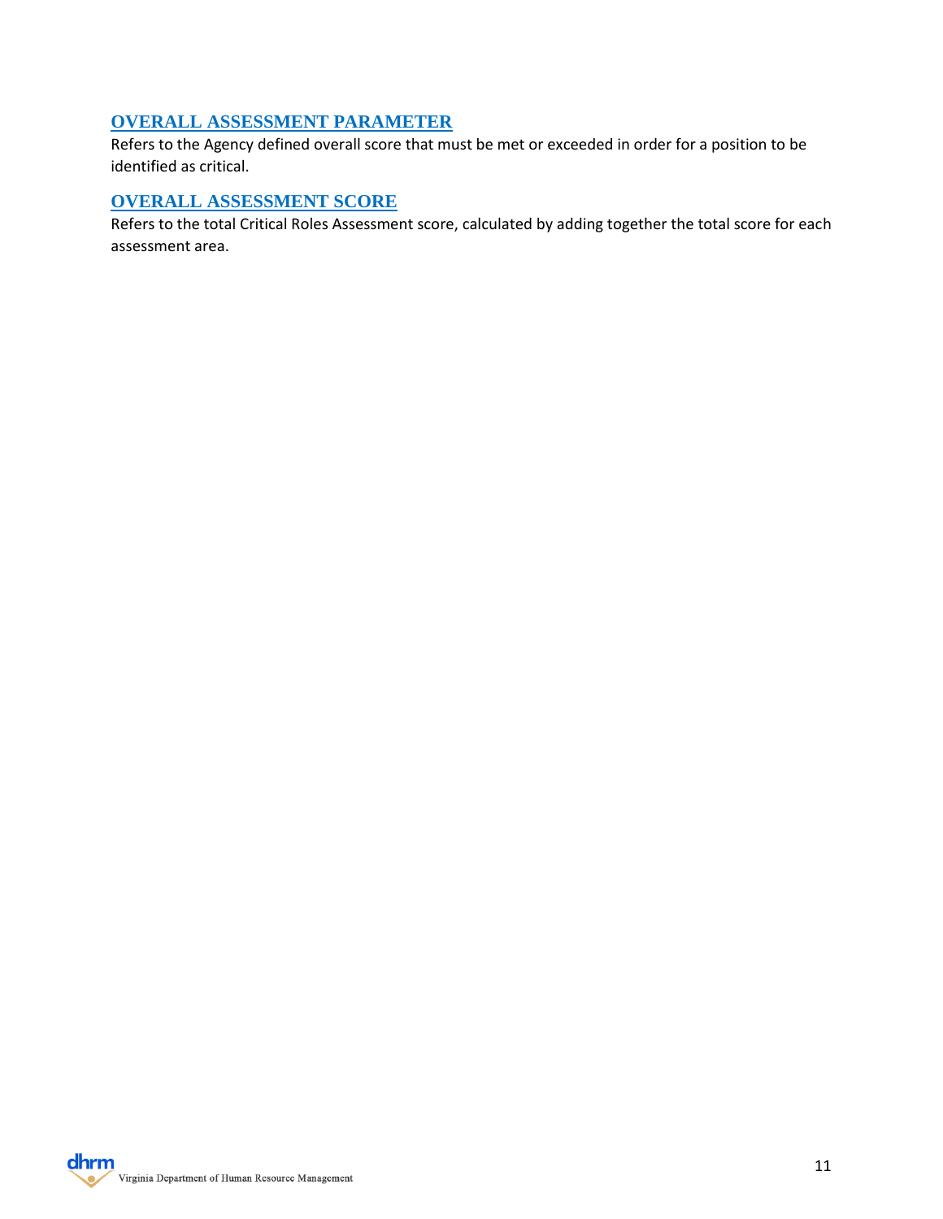### OVERALL ASSESSMENT PARAMETER

Refers to the Agency defined overall score that must be met or exceeded in order for a position to be identified as critical.

### OVERALL ASSESSMENT SCORE

Refers to the total Critical Roles Assessment score, calculated by adding together the total score for each assessment area.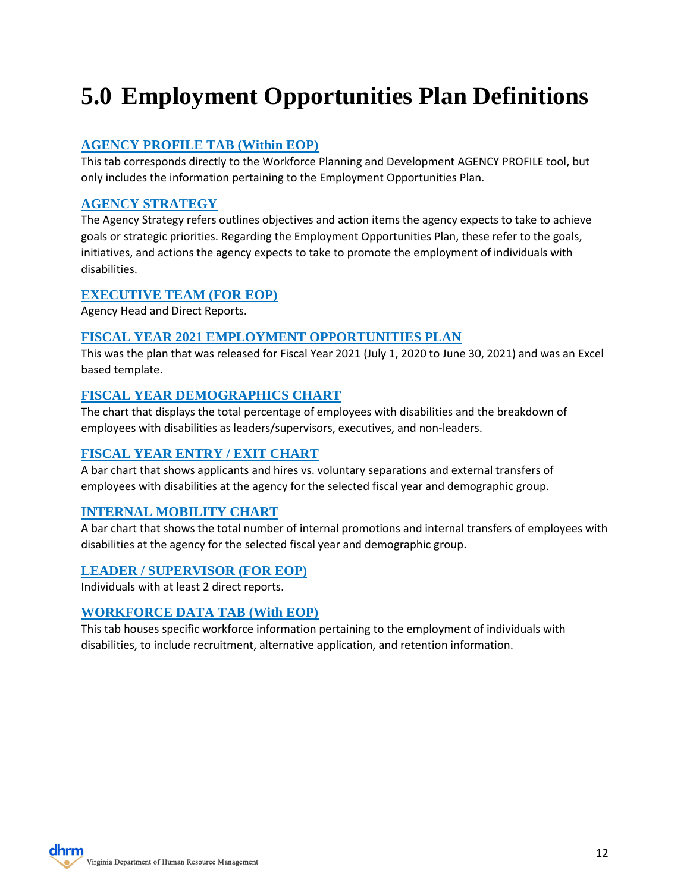# 5.0 Employment Opportunities Plan Definitions

### AGENCY PROFILE TAB (Within EOP)

This tab corresponds directly to the Workforce Planning and Development AGENCY PROFILE tool, but only includes the information pertaining to the Employment Opportunities Plan.

### AGENCY STRATEGY

The Agency Strategy refers outlines objectives and action items the agency expects to take to achieve goals or strategic priorities. Regarding the Employment Opportunities Plan, these refer to the goals, initiatives, and actions the agency expects to take to promote the employment of individuals with disabilities.

### EXECUTIVE TEAM (FOR EOP)

Agency Head and Direct Reports.

### FISCAL YEAR 2021 EMPLOYMENT OPPORTUNITIES PLAN

This was the plan that was released for Fiscal Year 2021 (July 1, 2020 to June 30, 2021) and was an Excel based template.

### FISCAL YEAR DEMOGRAPHICS CHART

The chart that displays the total percentage of employees with disabilities and the breakdown of employees with disabilities as leaders/supervisors, executives, and non-leaders.

### FISCAL YEAR ENTRY / EXIT CHART

A bar chart that shows applicants and hires vs. voluntary separations and external transfers of employees with disabilities at the agency for the selected fiscal year and demographic group.

### INTERNAL MOBILITY CHART

A bar chart that shows the total number of internal promotions and internal transfers of employees with disabilities at the agency for the selected fiscal year and demographic group.

### LEADER / SUPERVISOR (FOR EOP)

Individuals with at least 2 direct reports.

### WORKFORCE DATA TAB (With EOP)

This tab houses specific workforce information pertaining to the employment of individuals with disabilities, to include recruitment, alternative application, and retention information.